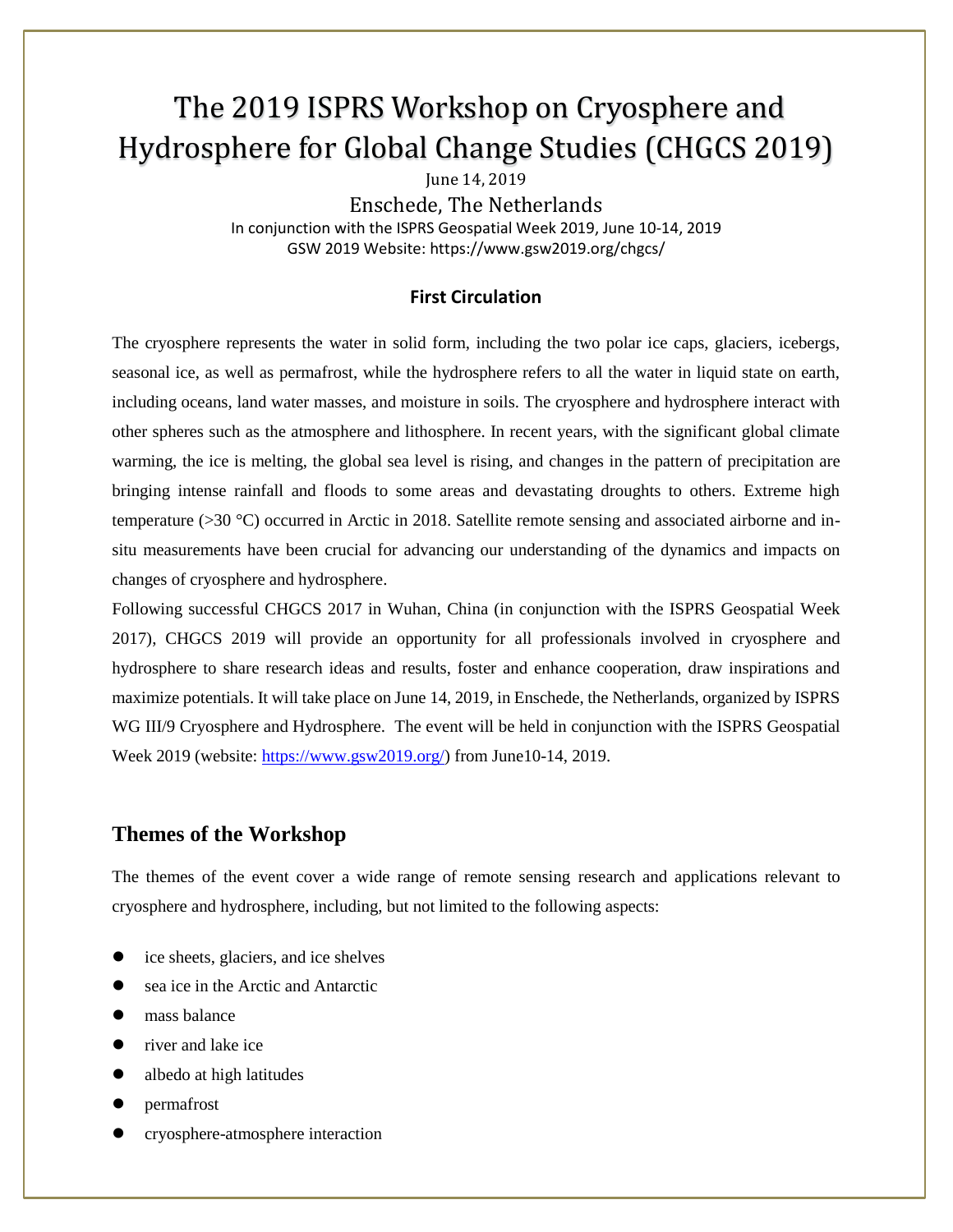# The 2019 ISPRS Workshop on Cryosphere and Hydrosphere for Global Change Studies (CHGCS 2019)

June 14, 2019

Enschede, The Netherlands

In conjunction with the ISPRS Geospatial Week 2019, June 10-14, 2019

GSW 2019 Website: https://www.gsw2019.org/chgcs/

**First Circulation**

The cryosphere represents the water in solid form, including the two polar ice caps, glaciers, icebergs, seasonal ice, as well as permafrost, while the hydrosphere refers to all the water in liquid state on earth, including oceans, land water masses, and moisture in soils. The cryosphere and hydrosphere interact with other spheres such as the atmosphere and lithosphere. In recent years, with the significant global climate warming, the ice is melting, the global sea level is rising, and changes in the pattern of precipitation are bringing intense rainfall and floods to some areas and devastating droughts to others. Extreme high temperature (>30 °C) occurred in Arctic in 2018. Satellite remote sensing and associated airborne and in-situ measurements have been crucial for advancing our understanding of the dynamics and impacts on changes of cryosphere and hydrosphere.

Following successful CHGCS 2017 in Wuhan, China (in conjunction with the ISPRS Geospatial Week 2017), CHGCS 2019 will provide an opportunity for all professionals involved in cryosphere and hydrosphere to share research ideas and results, foster and enhance cooperation, draw inspirations and maximize potentials. It will take place on June 14, 2019, in Enschede, the Netherlands, organized by ISPRS WG III/9 Cryosphere and Hydrosphere. The event will be held in conjunction with the ISPRS Geospatial Week 2019 (website: https://www.gsw2019.org/) from June10-14, 2019.

## Themes of the Workshop

The themes of the event cover a wide range of remote sensing research and applications relevant to cryosphere and hydrosphere, including, but not limited to the following aspects:

- ice sheets, glaciers, and ice shelves
- sea ice in the Arctic and Antarctic
- mass balance
- river and lake ice
- albedo at high latitudes
- permafrost
- cryosphere-atmosphere interaction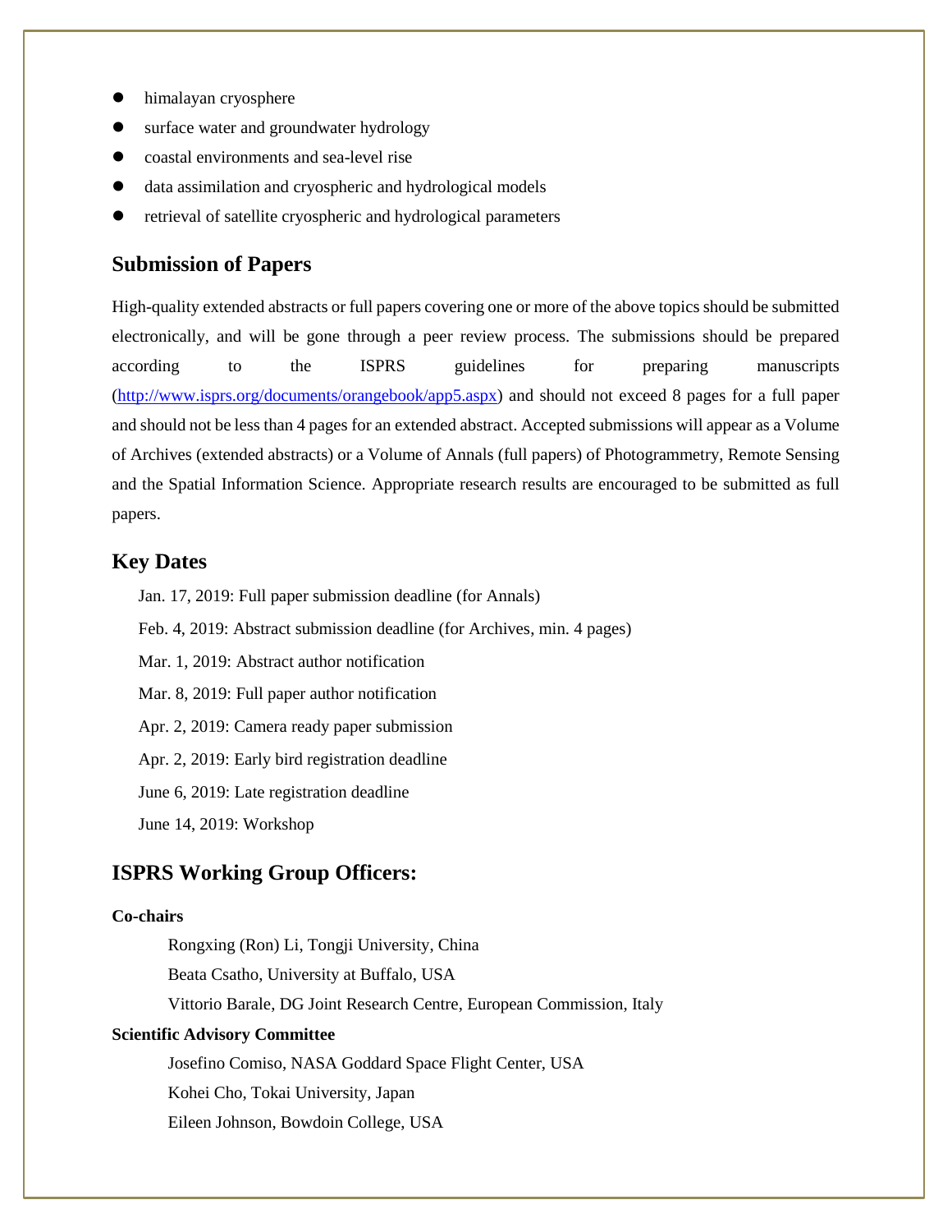- himalayan cryosphere
- surface water and groundwater hydrology
- coastal environments and sea-level rise
- data assimilation and cryospheric and hydrological models
- retrieval of satellite cryospheric and hydrological parameters

## Submission of Papers

High-quality extended abstracts or full papers covering one or more of the above topics should be submitted electronically, and will be gone through a peer review process. The submissions should be prepared according to the ISPRS guidelines for preparing manuscripts (http://www.isprs.org/documents/orangebook/app5.aspx) and should not exceed 8 pages for a full paper and should not be less than 4 pages for an extended abstract. Accepted submissions will appear as a Volume of Archives (extended abstracts) or a Volume of Annals (full papers) of Photogrammetry, Remote Sensing and the Spatial Information Science. Appropriate research results are encouraged to be submitted as full papers.

## Key Dates

Jan. 17, 2019: Full paper submission deadline (for Annals)

Feb. 4, 2019: Abstract submission deadline (for Archives, min. 4 pages)

Mar. 1, 2019: Abstract author notification

Mar. 8, 2019: Full paper author notification

Apr. 2, 2019: Camera ready paper submission

Apr. 2, 2019: Early bird registration deadline

June 6, 2019: Late registration deadline

June 14, 2019: Workshop

## ISPRS Working Group Officers:

**Co-chairs**

Rongxing (Ron) Li, Tongji University, China

Beata Csatho, University at Buffalo, USA

Vittorio Barale, DG Joint Research Centre, European Commission, Italy

**Scientific Advisory Committee**

Josefino Comiso, NASA Goddard Space Flight Center, USA

Kohei Cho, Tokai University, Japan

Eileen Johnson, Bowdoin College, USA